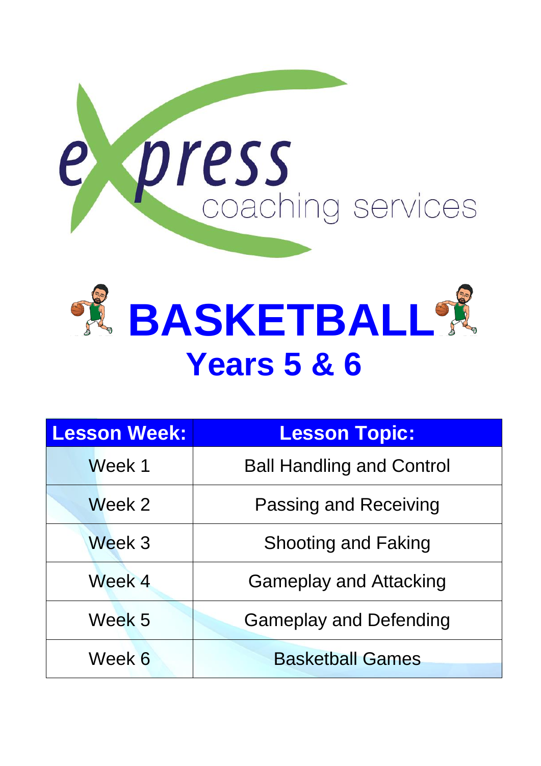express coaching services

# BASKETBALL

## Years 5 & 6

| Lesson Week: | Lesson Topic: |
|---|---|
| Week 1 | Ball Handling and Control |
| Week 2 | Passing and Receiving |
| Week 3 | Shooting and Faking |
| Week 4 | Gameplay and Attacking |
| Week 5 | Gameplay and Defending |
| Week 6 | Basketball Games |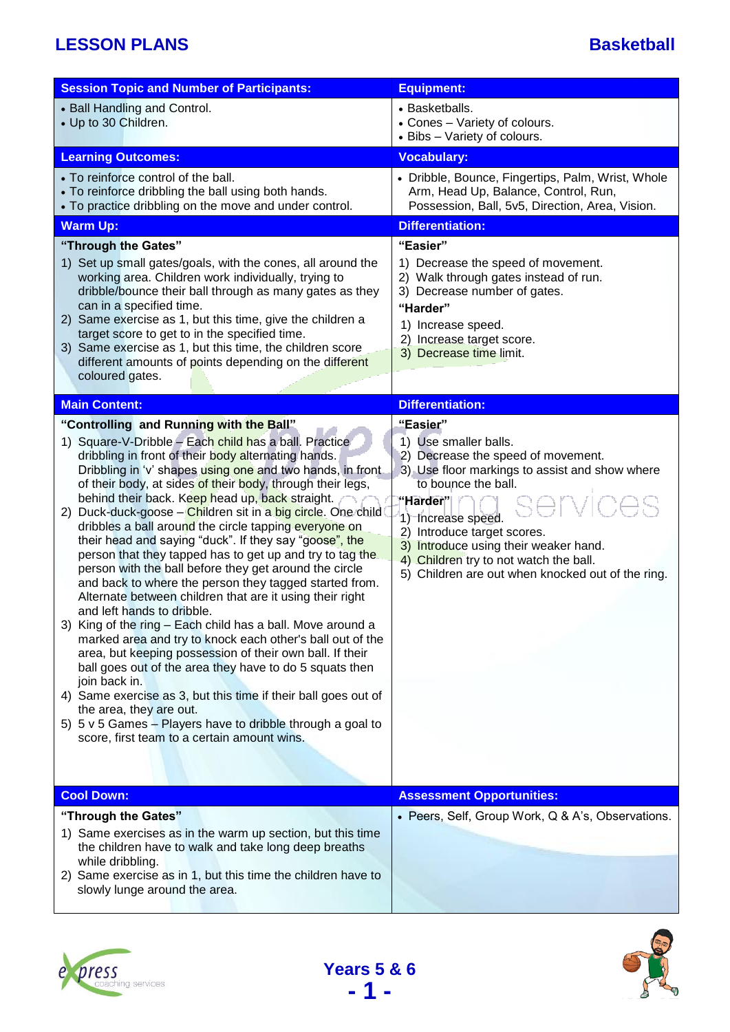# LESSON PLANS — Basketball

| Session Topic and Number of Participants: | Equipment: |
| --- | --- |
| • Ball Handling and Control.<br>• Up to 30 Children. | • Basketballs.<br>• Cones – Variety of colours.<br>• Bibs – Variety of colours. |
| **Learning Outcomes:** | **Vocabulary:** |
| • To reinforce control of the ball.<br>• To reinforce dribbling the ball using both hands.<br>• To practice dribbling on the move and under control. | • Dribble, Bounce, Fingertips, Palm, Wrist, Whole Arm, Head Up, Balance, Control, Run, Possession, Ball, 5v5, Direction, Area, Vision. |
| **Warm Up:** | **Differentiation:** |
| **"Through the Gates"**<br>1) Set up small gates/goals, with the cones, all around the working area. Children work individually, trying to dribble/bounce their ball through as many gates as they can in a specified time.<br>2) Same exercise as 1, but this time, give the children a target score to get to in the specified time.<br>3) Same exercise as 1, but this time, the children score different amounts of points depending on the different coloured gates. | **"Easier"**<br>1) Decrease the speed of movement.<br>2) Walk through gates instead of run.<br>3) Decrease number of gates.<br>**"Harder"**<br>1) Increase speed.<br>2) Increase target score.<br>3) Decrease time limit. |
| **Main Content:** | **Differentiation:** |
| **"Controlling and Running with the Ball"**<br>1) Square-V-Dribble – Each child has a ball. Practice dribbling in front of their body alternating hands. Dribbling in 'v' shapes using one and two hands, in front of their body, at sides of their body, through their legs, behind their back. Keep head up, back straight.<br>2) Duck-duck-goose – Children sit in a big circle. One child dribbles a ball around the circle tapping everyone on their head and saying "duck". If they say "goose", the person that they tapped has to get up and try to tag the person with the ball before they get around the circle and back to where the person they tagged started from. Alternate between children that are it using their right and left hands to dribble.<br>3) King of the ring – Each child has a ball. Move around a marked area and try to knock each other's ball out of the area, but keeping possession of their own ball. If their ball goes out of the area they have to do 5 squats then join back in.<br>4) Same exercise as 3, but this time if their ball goes out of the area, they are out.<br>5) 5 v 5 Games – Players have to dribble through a goal to score, first team to a certain amount wins. | **"Easier"**<br>1) Use smaller balls.<br>2) Decrease the speed of movement.<br>3) Use floor markings to assist and show where to bounce the ball.<br>**"Harder"**<br>1) Increase speed.<br>2) Introduce target scores.<br>3) Introduce using their weaker hand.<br>4) Children try to not watch the ball.<br>5) Children are out when knocked out of the ring. |
| **Cool Down:** | **Assessment Opportunities:** |
| **"Through the Gates"**<br>1) Same exercises as in the warm up section, but this time the children have to walk and take long deep breaths while dribbling.<br>2) Same exercise as in 1, but this time the children have to slowly lunge around the area. | • Peers, Self, Group Work, Q & A's, Observations. |

Years 5 & 6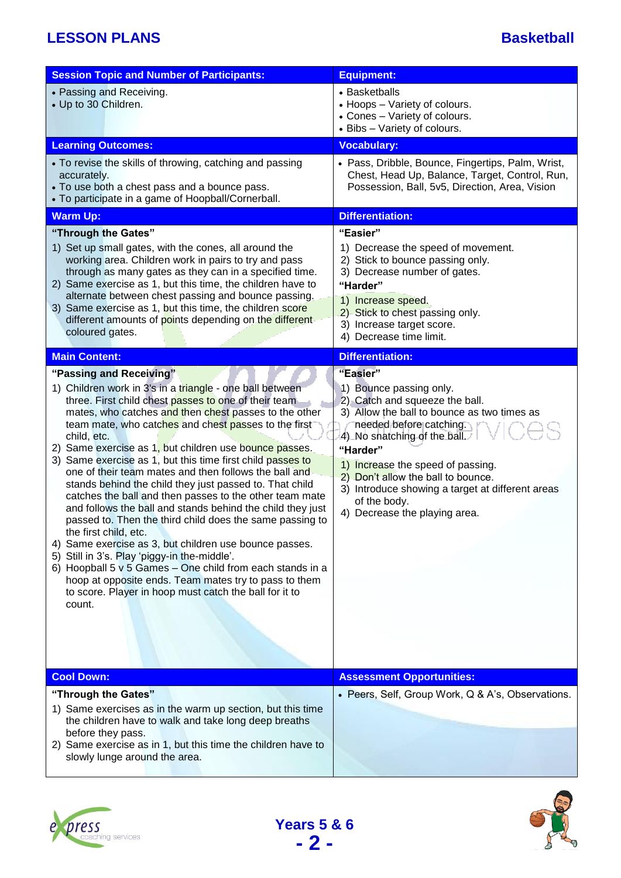# LESSON PLANS — Basketball

| Session Topic and Number of Participants: | Equipment: |
| --- | --- |
| • Passing and Receiving.<br>• Up to 30 Children. | • Basketballs<br>• Hoops – Variety of colours.<br>• Cones – Variety of colours.<br>• Bibs – Variety of colours. |
| **Learning Outcomes:** | **Vocabulary:** |
| • To revise the skills of throwing, catching and passing accurately.<br>• To use both a chest pass and a bounce pass.<br>• To participate in a game of Hoopball/Cornerball. | • Pass, Dribble, Bounce, Fingertips, Palm, Wrist, Chest, Head Up, Balance, Target, Control, Run, Possession, Ball, 5v5, Direction, Area, Vision |
| **Warm Up:** | **Differentiation:** |
| **"Through the Gates"**<br>1) Set up small gates, with the cones, all around the working area. Children work in pairs to try and pass through as many gates as they can in a specified time.<br>2) Same exercise as 1, but this time, the children have to alternate between chest passing and bounce passing.<br>3) Same exercise as 1, but this time, the children score different amounts of points depending on the different coloured gates. | **"Easier"**<br>1) Decrease the speed of movement.<br>2) Stick to bounce passing only.<br>3) Decrease number of gates.<br>**"Harder"**<br>1) Increase speed.<br>2) Stick to chest passing only.<br>3) Increase target score.<br>4) Decrease time limit. |
| **Main Content:** | **Differentiation:** |
| **"Passing and Receiving"**<br>1) Children work in 3's in a triangle - one ball between three. First child chest passes to one of their team mates, who catches and then chest passes to the other team mate, who catches and chest passes to the first child, etc.<br>2) Same exercise as 1, but children use bounce passes.<br>3) Same exercise as 1, but this time first child passes to one of their team mates and then follows the ball and stands behind the child they just passed to. That child catches the ball and then passes to the other team mate and follows the ball and stands behind the child they just passed to. Then the third child does the same passing to the first child, etc.<br>4) Same exercise as 3, but children use bounce passes.<br>5) Still in 3's. Play 'piggy-in the-middle'.<br>6) Hoopball 5 v 5 Games – One child from each stands in a hoop at opposite ends. Team mates try to pass to them to score. Player in hoop must catch the ball for it to count. | **"Easier"**<br>1) Bounce passing only.<br>2) Catch and squeeze the ball.<br>3) Allow the ball to bounce as two times as needed before catching.<br>4) No snatching of the ball.<br>**"Harder"**<br>1) Increase the speed of passing.<br>2) Don't allow the ball to bounce.<br>3) Introduce showing a target at different areas of the body.<br>4) Decrease the playing area. |
| **Cool Down:** | **Assessment Opportunities:** |
| **"Through the Gates"**<br>1) Same exercises as in the warm up section, but this time the children have to walk and take long deep breaths before they pass.<br>2) Same exercise as in 1, but this time the children have to slowly lunge around the area. | • Peers, Self, Group Work, Q & A's, Observations. |

Years 5 & 6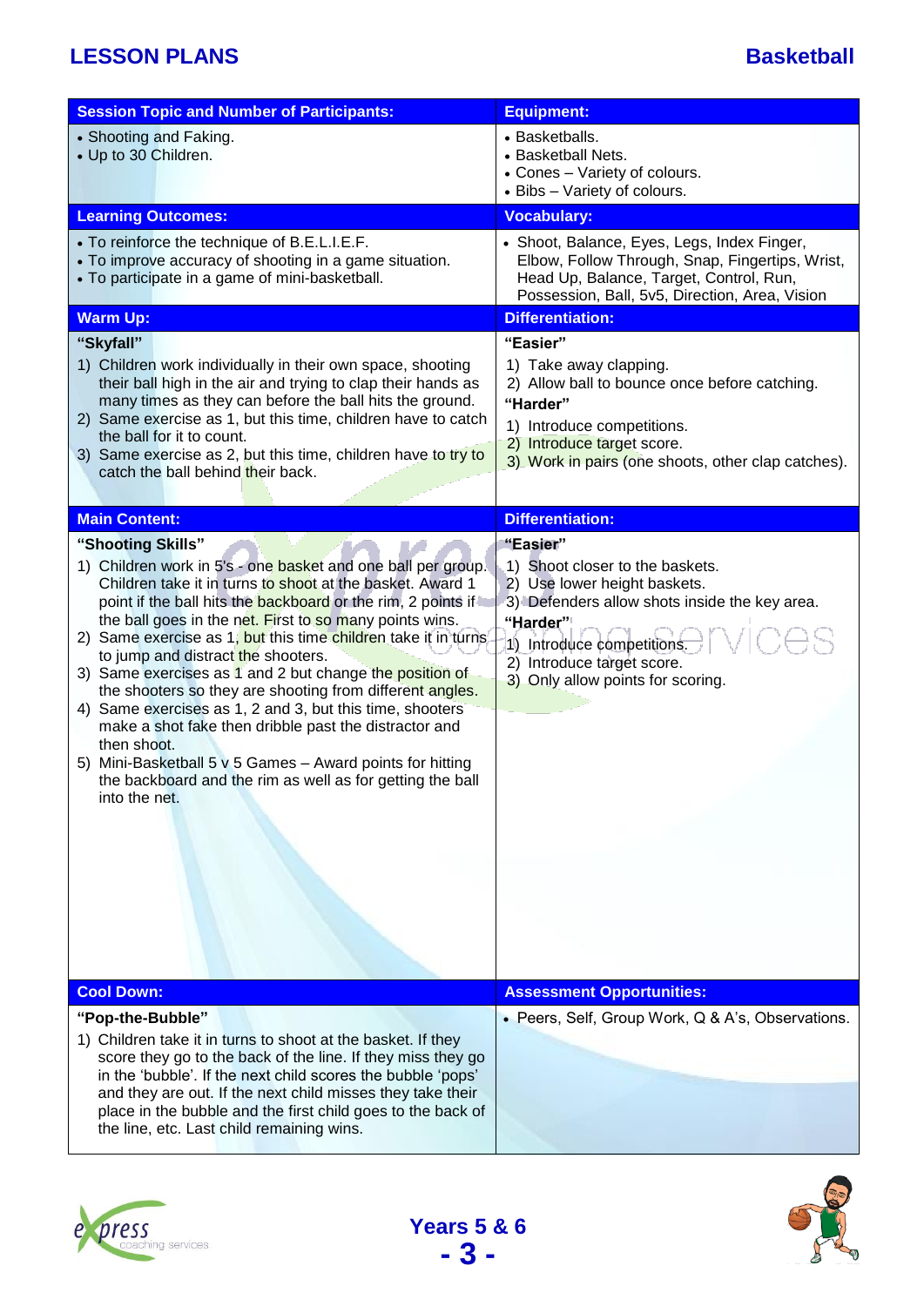# LESSON PLANS — Basketball

| Session Topic and Number of Participants: | Equipment: |
|---|---|
| • Shooting and Faking.<br>• Up to 30 Children. | • Basketballs.<br>• Basketball Nets.<br>• Cones – Variety of colours.<br>• Bibs – Variety of colours. |

| Learning Outcomes: | Vocabulary: |
|---|---|
| • To reinforce the technique of B.E.L.I.E.F.<br>• To improve accuracy of shooting in a game situation.<br>• To participate in a game of mini-basketball. | • Shoot, Balance, Eyes, Legs, Index Finger, Elbow, Follow Through, Snap, Fingertips, Wrist, Head Up, Balance, Target, Control, Run, Possession, Ball, 5v5, Direction, Area, Vision |

| Warm Up: | Differentiation: |
|---|---|
| **"Skyfall"**<br>1) Children work individually in their own space, shooting their ball high in the air and trying to clap their hands as many times as they can before the ball hits the ground.<br>2) Same exercise as 1, but this time, children have to catch the ball for it to count.<br>3) Same exercise as 2, but this time, children have to try to catch the ball behind their back. | **"Easier"**<br>1) Take away clapping.<br>2) Allow ball to bounce once before catching.<br>**"Harder"**<br>1) Introduce competitions.<br>2) Introduce target score.<br>3) Work in pairs (one shoots, other clap catches). |

| Main Content: | Differentiation: |
|---|---|
| **"Shooting Skills"**<br>1) Children work in 5's - one basket and one ball per group. Children take it in turns to shoot at the basket. Award 1 point if the ball hits the backboard or the rim, 2 points if the ball goes in the net. First to so many points wins.<br>2) Same exercise as 1, but this time children take it in turns to jump and distract the shooters.<br>3) Same exercises as 1 and 2 but change the position of the shooters so they are shooting from different angles.<br>4) Same exercises as 1, 2 and 3, but this time, shooters make a shot fake then dribble past the distractor and then shoot.<br>5) Mini-Basketball 5 v 5 Games – Award points for hitting the backboard and the rim as well as for getting the ball into the net. | **"Easier"**<br>1) Shoot closer to the baskets.<br>2) Use lower height baskets.<br>3) Defenders allow shots inside the key area.<br>**"Harder"**<br>1) Introduce competitions.<br>2) Introduce target score.<br>3) Only allow points for scoring. |

| Cool Down: | Assessment Opportunities: |
|---|---|
| **"Pop-the-Bubble"**<br>1) Children take it in turns to shoot at the basket. If they score they go to the back of the line. If they miss they go in the 'bubble'. If the next child scores the bubble 'pops' and they are out. If the next child misses they take their place in the bubble and the first child goes to the back of the line, etc. Last child remaining wins. | • Peers, Self, Group Work, Q & A's, Observations. |

Years 5 & 6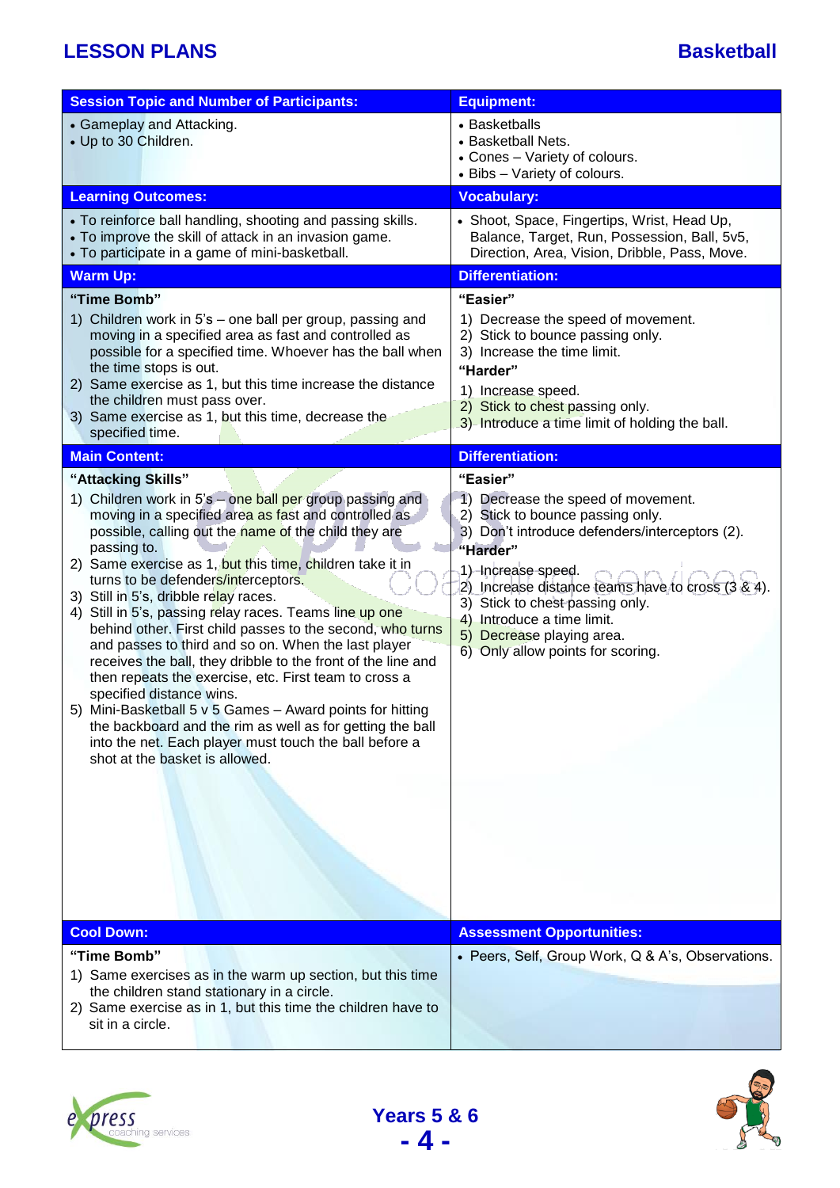# LESSON PLANS — Basketball

| Session Topic and Number of Participants: | Equipment: |
|---|---|
| • Gameplay and Attacking.<br>• Up to 30 Children. | • Basketballs<br>• Basketball Nets.<br>• Cones – Variety of colours.<br>• Bibs – Variety of colours. |
| **Learning Outcomes:** | **Vocabulary:** |
| • To reinforce ball handling, shooting and passing skills.<br>• To improve the skill of attack in an invasion game.<br>• To participate in a game of mini-basketball. | • Shoot, Space, Fingertips, Wrist, Head Up, Balance, Target, Run, Possession, Ball, 5v5, Direction, Area, Vision, Dribble, Pass, Move. |
| **Warm Up:** | **Differentiation:** |
| **"Time Bomb"**<br>1) Children work in 5's – one ball per group, passing and moving in a specified area as fast and controlled as possible for a specified time. Whoever has the ball when the time stops is out.<br>2) Same exercise as 1, but this time increase the distance the children must pass over.<br>3) Same exercise as 1, but this time, decrease the specified time. | **"Easier"**<br>1) Decrease the speed of movement.<br>2) Stick to bounce passing only.<br>3) Increase the time limit.<br>**"Harder"**<br>1) Increase speed.<br>2) Stick to chest passing only.<br>3) Introduce a time limit of holding the ball. |
| **Main Content:** | **Differentiation:** |
| **"Attacking Skills"**<br>1) Children work in 5's – one ball per group passing and moving in a specified area as fast and controlled as possible, calling out the name of the child they are passing to.<br>2) Same exercise as 1, but this time, children take it in turns to be defenders/interceptors.<br>3) Still in 5's, dribble relay races.<br>4) Still in 5's, passing relay races. Teams line up one behind other. First child passes to the second, who turns and passes to third and so on. When the last player receives the ball, they dribble to the front of the line and then repeats the exercise, etc. First team to cross a specified distance wins.<br>5) Mini-Basketball 5 v 5 Games – Award points for hitting the backboard and the rim as well as for getting the ball into the net. Each player must touch the ball before a shot at the basket is allowed. | **"Easier"**<br>1) Decrease the speed of movement.<br>2) Stick to bounce passing only.<br>3) Don't introduce defenders/interceptors (2).<br>**"Harder"**<br>1) Increase speed.<br>2) Increase distance teams have to cross (3 & 4).<br>3) Stick to chest passing only.<br>4) Introduce a time limit.<br>5) Decrease playing area.<br>6) Only allow points for scoring. |
| **Cool Down:** | **Assessment Opportunities:** |
| **"Time Bomb"**<br>1) Same exercises as in the warm up section, but this time the children stand stationary in a circle.<br>2) Same exercise as in 1, but this time the children have to sit in a circle. | • Peers, Self, Group Work, Q & A's, Observations. |

Years 5 & 6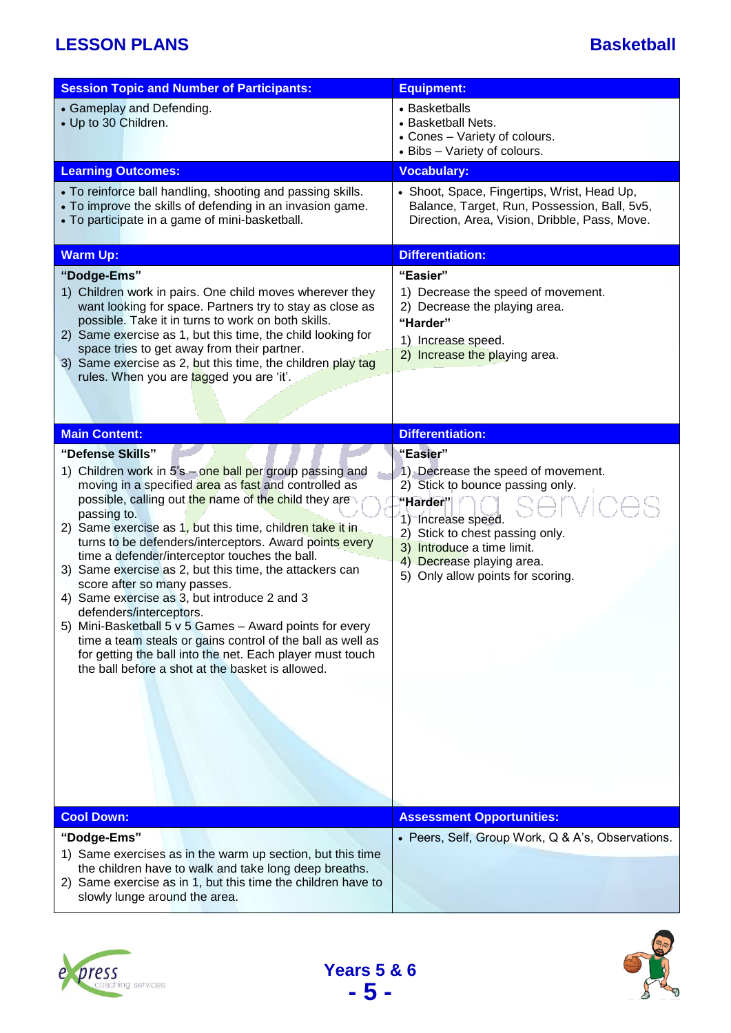| Session Topic and Number of Participants: | Equipment: |
|---|---|
| • Gameplay and Defending.<br>• Up to 30 Children. | • Basketballs<br>• Basketball Nets.<br>• Cones – Variety of colours.<br>• Bibs – Variety of colours. |

| Learning Outcomes: | Vocabulary: |
|---|---|
| • To reinforce ball handling, shooting and passing skills.<br>• To improve the skills of defending in an invasion game.<br>• To participate in a game of mini-basketball. | • Shoot, Space, Fingertips, Wrist, Head Up, Balance, Target, Run, Possession, Ball, 5v5, Direction, Area, Vision, Dribble, Pass, Move. |

| Warm Up: | Differentiation: |
|---|---|
| **“Dodge-Ems”**<br>1) Children work in pairs. One child moves wherever they want looking for space. Partners try to stay as close as possible. Take it in turns to work on both skills.<br>2) Same exercise as 1, but this time, the child looking for space tries to get away from their partner.<br>3) Same exercise as 2, but this time, the children play tag rules. When you are tagged you are ‘it’. | **“Easier”**<br>1) Decrease the speed of movement.<br>2) Decrease the playing area.<br>**“Harder”**<br>1) Increase speed.<br>2) Increase the playing area. |

| Main Content: | Differentiation: |
|---|---|
| **“Defense Skills”**<br>1) Children work in 5’s – one ball per group passing and moving in a specified area as fast and controlled as possible, calling out the name of the child they are passing to.<br>2) Same exercise as 1, but this time, children take it in turns to be defenders/interceptors. Award points every time a defender/interceptor touches the ball.<br>3) Same exercise as 2, but this time, the attackers can score after so many passes.<br>4) Same exercise as 3, but introduce 2 and 3 defenders/interceptors.<br>5) Mini-Basketball 5 v 5 Games – Award points for every time a team steals or gains control of the ball as well as for getting the ball into the net. Each player must touch the ball before a shot at the basket is allowed. | **“Easier”**<br>1) Decrease the speed of movement.<br>2) Stick to bounce passing only.<br>**“Harder”**<br>1) Increase speed.<br>2) Stick to chest passing only.<br>3) Introduce a time limit.<br>4) Decrease playing area.<br>5) Only allow points for scoring. |

| Cool Down: | Assessment Opportunities: |
|---|---|
| **“Dodge-Ems”**<br>1) Same exercises as in the warm up section, but this time the children have to walk and take long deep breaths.<br>2) Same exercise as in 1, but this time the children have to slowly lunge around the area. | • Peers, Self, Group Work, Q & A’s, Observations. |

Years 5 & 6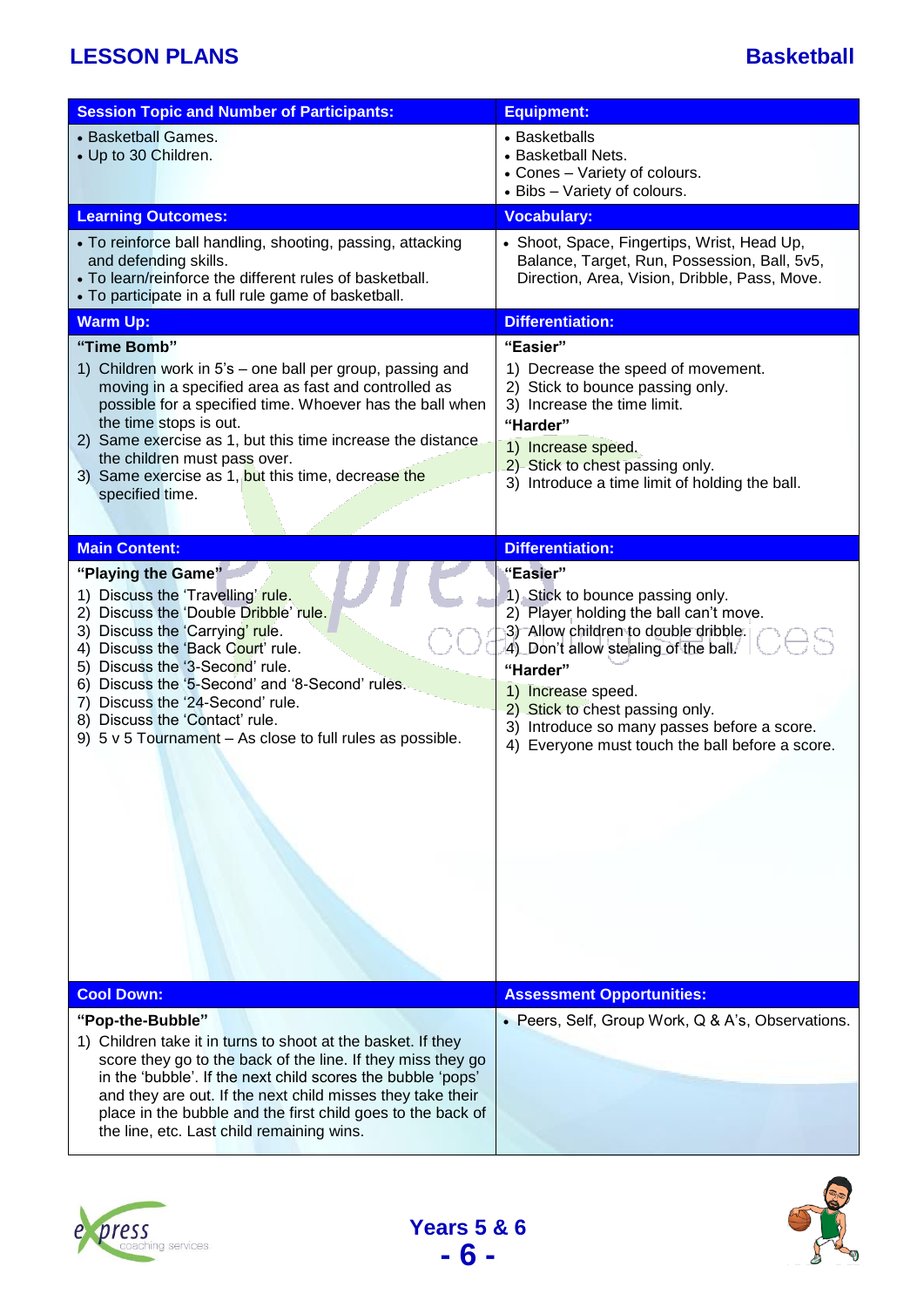# LESSON PLANS — Basketball

| Session Topic and Number of Participants: | Equipment: |
|---|---|
| • Basketball Games.<br>• Up to 30 Children. | • Basketballs<br>• Basketball Nets.<br>• Cones – Variety of colours.<br>• Bibs – Variety of colours. |

| Learning Outcomes: | Vocabulary: |
|---|---|
| • To reinforce ball handling, shooting, passing, attacking and defending skills.<br>• To learn/reinforce the different rules of basketball.<br>• To participate in a full rule game of basketball. | • Shoot, Space, Fingertips, Wrist, Head Up, Balance, Target, Run, Possession, Ball, 5v5, Direction, Area, Vision, Dribble, Pass, Move. |

| Warm Up: | Differentiation: |
|---|---|
| **"Time Bomb"**<br>1) Children work in 5's – one ball per group, passing and moving in a specified area as fast and controlled as possible for a specified time. Whoever has the ball when the time stops is out.<br>2) Same exercise as 1, but this time increase the distance the children must pass over.<br>3) Same exercise as 1, but this time, decrease the specified time. | **"Easier"**<br>1) Decrease the speed of movement.<br>2) Stick to bounce passing only.<br>3) Increase the time limit.<br>**"Harder"**<br>1) Increase speed.<br>2) Stick to chest passing only.<br>3) Introduce a time limit of holding the ball. |

| Main Content: | Differentiation: |
|---|---|
| **"Playing the Game"**<br>1) Discuss the 'Travelling' rule.<br>2) Discuss the 'Double Dribble' rule.<br>3) Discuss the 'Carrying' rule.<br>4) Discuss the 'Back Court' rule.<br>5) Discuss the '3-Second' rule.<br>6) Discuss the '5-Second' and '8-Second' rules.<br>7) Discuss the '24-Second' rule.<br>8) Discuss the 'Contact' rule.<br>9) 5 v 5 Tournament – As close to full rules as possible. | **"Easier"**<br>1) Stick to bounce passing only.<br>2) Player holding the ball can't move.<br>3) Allow children to double dribble.<br>4) Don't allow stealing of the ball.<br>**"Harder"**<br>1) Increase speed.<br>2) Stick to chest passing only.<br>3) Introduce so many passes before a score.<br>4) Everyone must touch the ball before a score. |

| Cool Down: | Assessment Opportunities: |
|---|---|
| **"Pop-the-Bubble"**<br>1) Children take it in turns to shoot at the basket. If they score they go to the back of the line. If they miss they go in the 'bubble'. If the next child scores the bubble 'pops' and they are out. If the next child misses they take their place in the bubble and the first child goes to the back of the line, etc. Last child remaining wins. | • Peers, Self, Group Work, Q & A's, Observations. |

Years 5 & 6